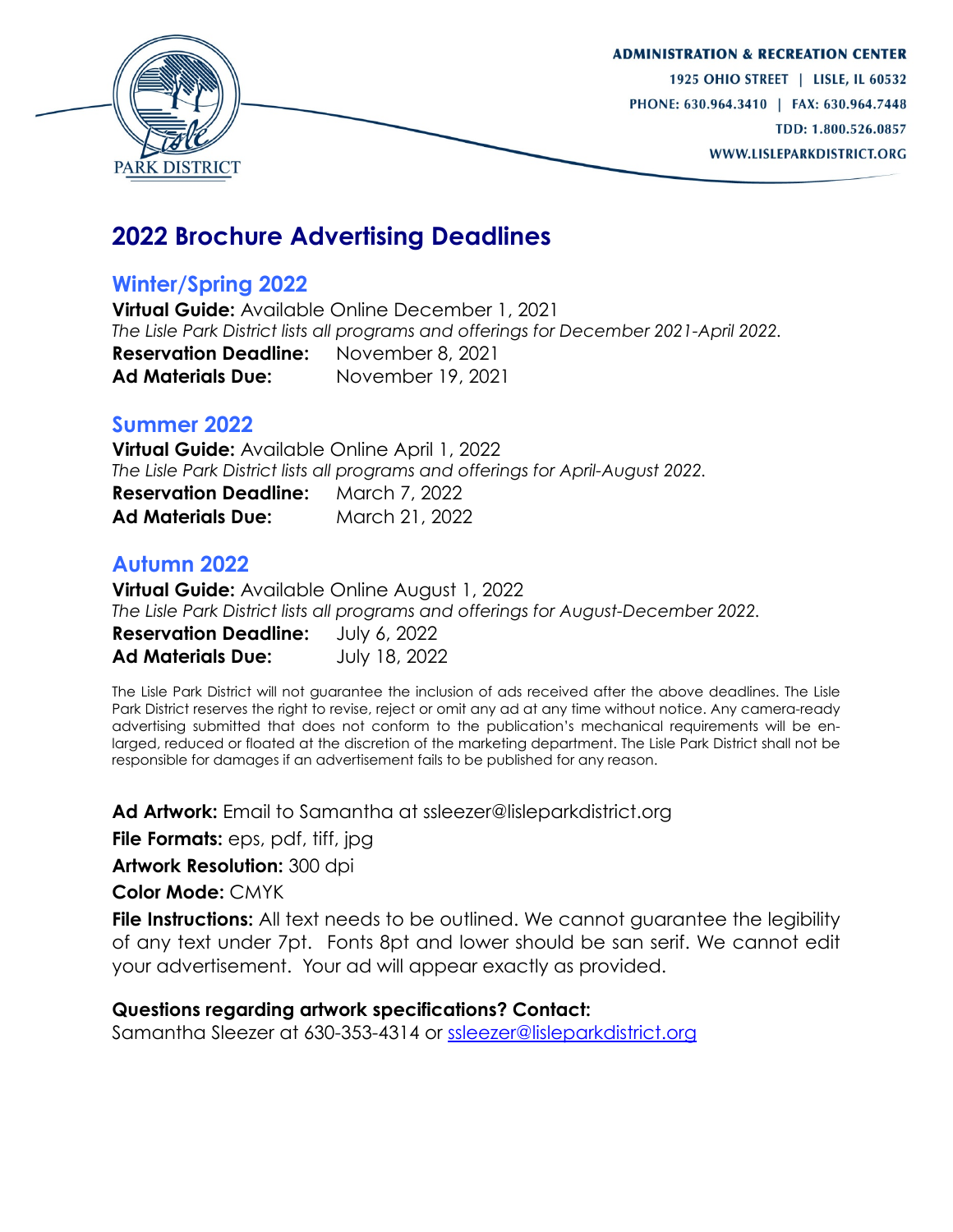ADMINISTRATION & RECREATION CENTER
1925 OHIO STREET | LISLE, IL 60532
PHONE: 630.964.3410 | FAX: 630.964.7448
TDD: 1.800.526.0857
WWW.LISLEPARKDISTRICT.ORG

# 2022 Brochure Advertising Deadlines

## Winter/Spring 2022

**Virtual Guide:** Available Online December 1, 2021
*The Lisle Park District lists all programs and offerings for December 2021-April 2022.*
**Reservation Deadline:** November 8, 2021
**Ad Materials Due:** November 19, 2021

## Summer 2022

**Virtual Guide:** Available Online April 1, 2022
*The Lisle Park District lists all programs and offerings for April-August 2022.*
**Reservation Deadline:** March 7, 2022
**Ad Materials Due:** March 21, 2022

## Autumn 2022

**Virtual Guide:** Available Online August 1, 2022
*The Lisle Park District lists all programs and offerings for August-December 2022.*
**Reservation Deadline:** July 6, 2022
**Ad Materials Due:** July 18, 2022

The Lisle Park District will not guarantee the inclusion of ads received after the above deadlines. The Lisle Park District reserves the right to revise, reject or omit any ad at any time without notice. Any camera-ready advertising submitted that does not conform to the publication's mechanical requirements will be enlarged, reduced or floated at the discretion of the marketing department. The Lisle Park District shall not be responsible for damages if an advertisement fails to be published for any reason.

**Ad Artwork:** Email to Samantha at ssleezer@lisleparkdistrict.org

**File Formats:** eps, pdf, tiff, jpg

**Artwork Resolution:** 300 dpi

**Color Mode:** CMYK

**File Instructions:** All text needs to be outlined. We cannot guarantee the legibility of any text under 7pt. Fonts 8pt and lower should be san serif. We cannot edit your advertisement. Your ad will appear exactly as provided.

**Questions regarding artwork specifications? Contact:**
Samantha Sleezer at 630-353-4314 or ssleezer@lisleparkdistrict.org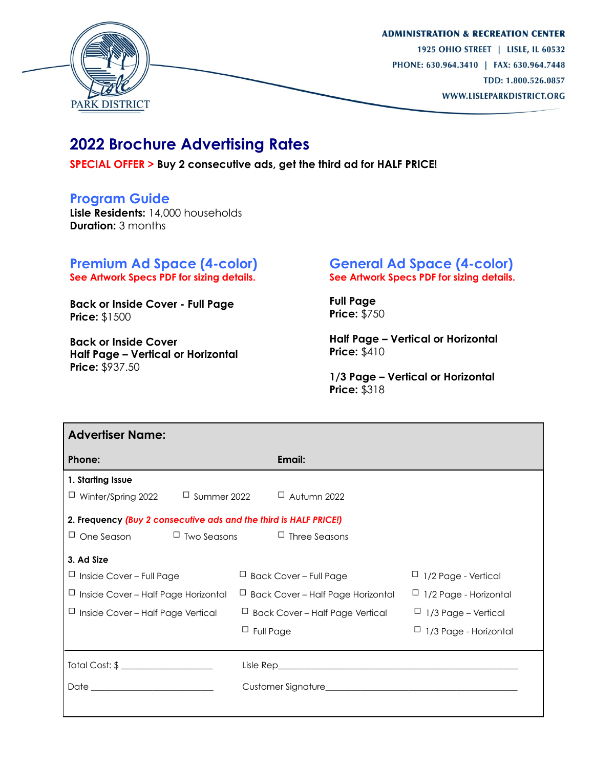PARK DISTRICT

**ADMINISTRATION & RECREATION CENTER**
1925 OHIO STREET | LISLE, IL 60532
PHONE: 630.964.3410 | FAX: 630.964.7448
TDD: 1.800.526.0857
WWW.LISLEPARKDISTRICT.ORG

# 2022 Brochure Advertising Rates

**SPECIAL OFFER > Buy 2 consecutive ads, get the third ad for HALF PRICE!**

## Program Guide

**Lisle Residents:** 14,000 households
**Duration:** 3 months

### Premium Ad Space (4-color)

**See Artwork Specs PDF for sizing details.**

**Back or Inside Cover - Full Page**
**Price:** $1500

**Back or Inside Cover**
**Half Page – Vertical or Horizontal**
**Price:** $937.50

### General Ad Space (4-color)

**See Artwork Specs PDF for sizing details.**

**Full Page**
**Price:** $750

**Half Page – Vertical or Horizontal**
**Price:** $410

**1/3 Page – Vertical or Horizontal**
**Price:** $318

---

**Advertiser Name:**

**Phone:** **Email:**

**1. Starting Issue**

☐ Winter/Spring 2022 ☐ Summer 2022 ☐ Autumn 2022

**2. Frequency** ***(Buy 2 consecutive ads and the third is HALF PRICE!)***

☐ One Season ☐ Two Seasons ☐ Three Seasons

**3. Ad Size**

| | | |
|---|---|---|
| ☐ Inside Cover – Full Page | ☐ Back Cover – Full Page | ☐ 1/2 Page - Vertical |
| ☐ Inside Cover – Half Page Horizontal | ☐ Back Cover – Half Page Horizontal | ☐ 1/2 Page - Horizontal |
| ☐ Inside Cover – Half Page Vertical | ☐ Back Cover – Half Page Vertical | ☐ 1/3 Page – Vertical |
| | ☐ Full Page | ☐ 1/3 Page - Horizontal |

Total Cost: $ ____________________ Lisle Rep____________________________________________________

Date ___________________________ Customer Signature_____________________________________________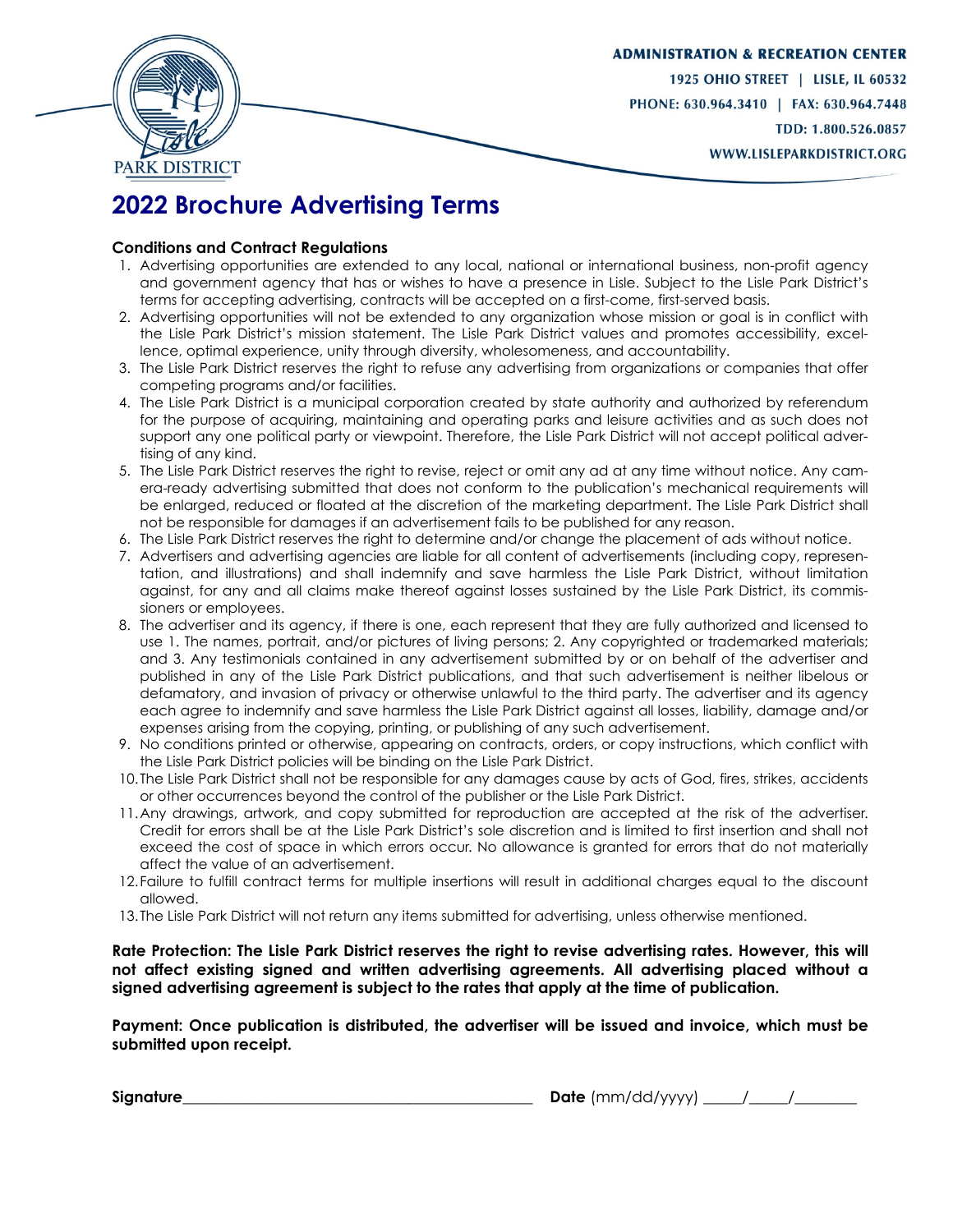ADMINISTRATION & RECREATION CENTER

1925 OHIO STREET | LISLE, IL 60532

PHONE: 630.964.3410 | FAX: 630.964.7448

TDD: 1.800.526.0857

WWW.LISLEPARKDISTRICT.ORG

# 2022 Brochure Advertising Terms

**Conditions and Contract Regulations**

1. Advertising opportunities are extended to any local, national or international business, non-profit agency and government agency that has or wishes to have a presence in Lisle. Subject to the Lisle Park District's terms for accepting advertising, contracts will be accepted on a first-come, first-served basis.
2. Advertising opportunities will not be extended to any organization whose mission or goal is in conflict with the Lisle Park District's mission statement. The Lisle Park District values and promotes accessibility, excellence, optimal experience, unity through diversity, wholesomeness, and accountability.
3. The Lisle Park District reserves the right to refuse any advertising from organizations or companies that offer competing programs and/or facilities.
4. The Lisle Park District is a municipal corporation created by state authority and authorized by referendum for the purpose of acquiring, maintaining and operating parks and leisure activities and as such does not support any one political party or viewpoint. Therefore, the Lisle Park District will not accept political advertising of any kind.
5. The Lisle Park District reserves the right to revise, reject or omit any ad at any time without notice. Any camera-ready advertising submitted that does not conform to the publication's mechanical requirements will be enlarged, reduced or floated at the discretion of the marketing department. The Lisle Park District shall not be responsible for damages if an advertisement fails to be published for any reason.
6. The Lisle Park District reserves the right to determine and/or change the placement of ads without notice.
7. Advertisers and advertising agencies are liable for all content of advertisements (including copy, representation, and illustrations) and shall indemnify and save harmless the Lisle Park District, without limitation against, for any and all claims make thereof against losses sustained by the Lisle Park District, its commissioners or employees.
8. The advertiser and its agency, if there is one, each represent that they are fully authorized and licensed to use 1. The names, portrait, and/or pictures of living persons; 2. Any copyrighted or trademarked materials; and 3. Any testimonials contained in any advertisement submitted by or on behalf of the advertiser and published in any of the Lisle Park District publications, and that such advertisement is neither libelous or defamatory, and invasion of privacy or otherwise unlawful to the third party. The advertiser and its agency each agree to indemnify and save harmless the Lisle Park District against all losses, liability, damage and/or expenses arising from the copying, printing, or publishing of any such advertisement.
9. No conditions printed or otherwise, appearing on contracts, orders, or copy instructions, which conflict with the Lisle Park District policies will be binding on the Lisle Park District.
10. The Lisle Park District shall not be responsible for any damages cause by acts of God, fires, strikes, accidents or other occurrences beyond the control of the publisher or the Lisle Park District.
11. Any drawings, artwork, and copy submitted for reproduction are accepted at the risk of the advertiser. Credit for errors shall be at the Lisle Park District's sole discretion and is limited to first insertion and shall not exceed the cost of space in which errors occur. No allowance is granted for errors that do not materially affect the value of an advertisement.
12. Failure to fulfill contract terms for multiple insertions will result in additional charges equal to the discount allowed.
13. The Lisle Park District will not return any items submitted for advertising, unless otherwise mentioned.

**Rate Protection: The Lisle Park District reserves the right to revise advertising rates. However, this will not affect existing signed and written advertising agreements. All advertising placed without a signed advertising agreement is subject to the rates that apply at the time of publication.**

**Payment: Once publication is distributed, the advertiser will be issued and invoice, which must be submitted upon receipt.**

**Signature**_____________________________________________ **Date** (mm/dd/yyyy) _____/_____/________